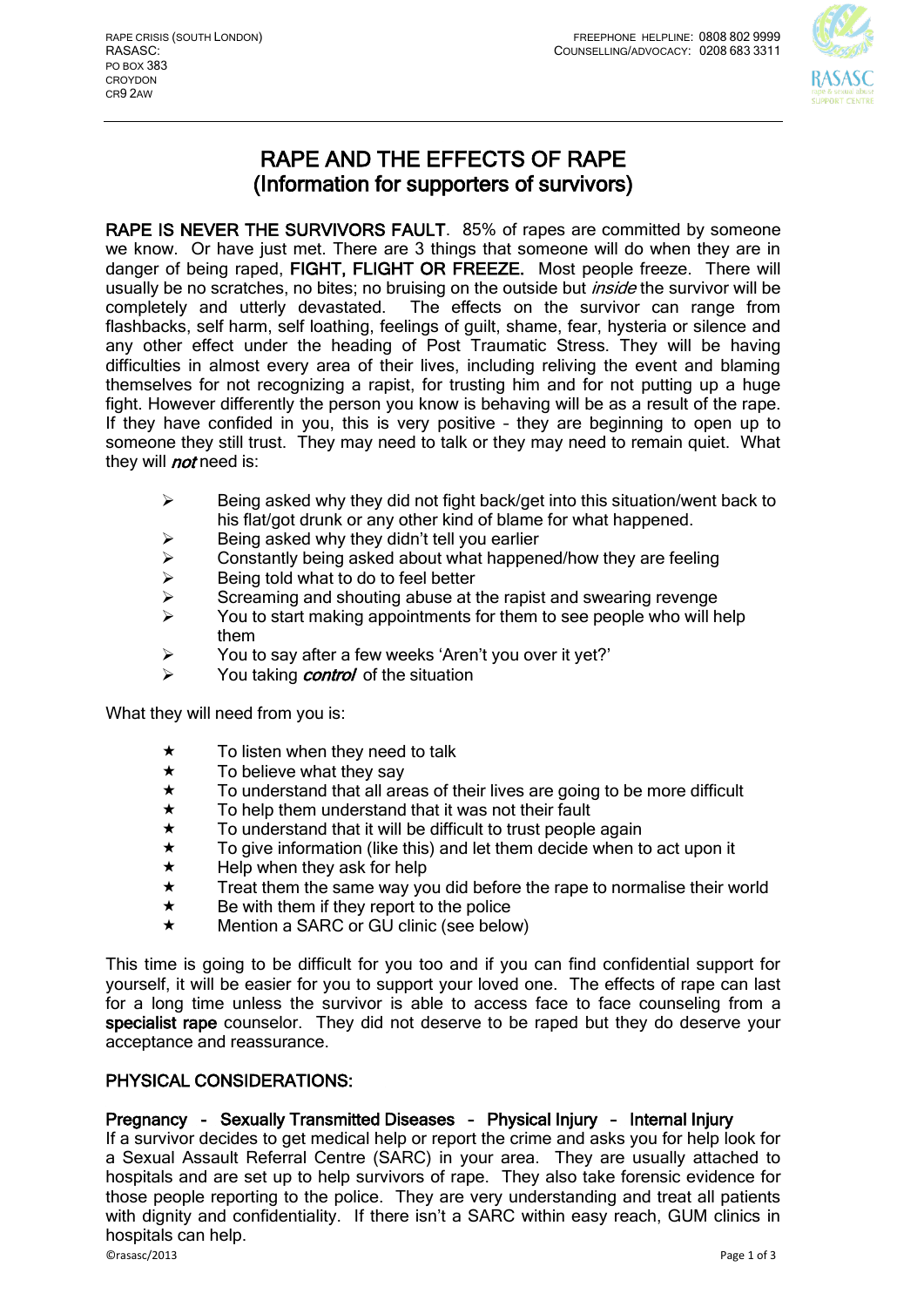RAPE CRISIS (SOUTH LONDON)
RASASC:
PO BOX 383
CROYDON
CR9 2AW

FREEPHONE HELPLINE: 0808 802 9999
COUNSELLING/ADVOCACY: 0208 683 3311

# RAPE AND THE EFFECTS OF RAPE
## (Information for supporters of survivors)

**RAPE IS NEVER THE SURVIVORS FAULT**. 85% of rapes are committed by someone we know. Or have just met. There are 3 things that someone will do when they are in danger of being raped, **FIGHT, FLIGHT OR FREEZE.** Most people freeze. There will usually be no scratches, no bites; no bruising on the outside but *inside* the survivor will be completely and utterly devastated. The effects on the survivor can range from flashbacks, self harm, self loathing, feelings of guilt, shame, fear, hysteria or silence and any other effect under the heading of Post Traumatic Stress. They will be having difficulties in almost every area of their lives, including reliving the event and blaming themselves for not recognizing a rapist, for trusting him and for not putting up a huge fight. However differently the person you know is behaving will be as a result of the rape. If they have confided in you, this is very positive – they are beginning to open up to someone they still trust. They may need to talk or they may need to remain quiet. What they will ***not*** need is:

- Being asked why they did not fight back/get into this situation/went back to his flat/got drunk or any other kind of blame for what happened.
- Being asked why they didn't tell you earlier
- Constantly being asked about what happened/how they are feeling
- Being told what to do to feel better
- Screaming and shouting abuse at the rapist and swearing revenge
- You to start making appointments for them to see people who will help them
- You to say after a few weeks 'Aren't you over it yet?'
- You taking ***control*** of the situation

What they will need from you is:

- To listen when they need to talk
- To believe what they say
- To understand that all areas of their lives are going to be more difficult
- To help them understand that it was not their fault
- To understand that it will be difficult to trust people again
- To give information (like this) and let them decide when to act upon it
- Help when they ask for help
- Treat them the same way you did before the rape to normalise their world
- Be with them if they report to the police
- Mention a SARC or GU clinic (see below)

This time is going to be difficult for you too and if you can find confidential support for yourself, it will be easier for you to support your loved one. The effects of rape can last for a long time unless the survivor is able to access face to face counseling from a **specialist rape** counselor. They did not deserve to be raped but they do deserve your acceptance and reassurance.

## PHYSICAL CONSIDERATIONS:

**Pregnancy - Sexually Transmitted Diseases – Physical Injury – Internal Injury**

If a survivor decides to get medical help or report the crime and asks you for help look for a Sexual Assault Referral Centre (SARC) in your area. They are usually attached to hospitals and are set up to help survivors of rape. They also take forensic evidence for those people reporting to the police. They are very understanding and treat all patients with dignity and confidentiality. If there isn't a SARC within easy reach, GUM clinics in hospitals can help.

©rasasc/2013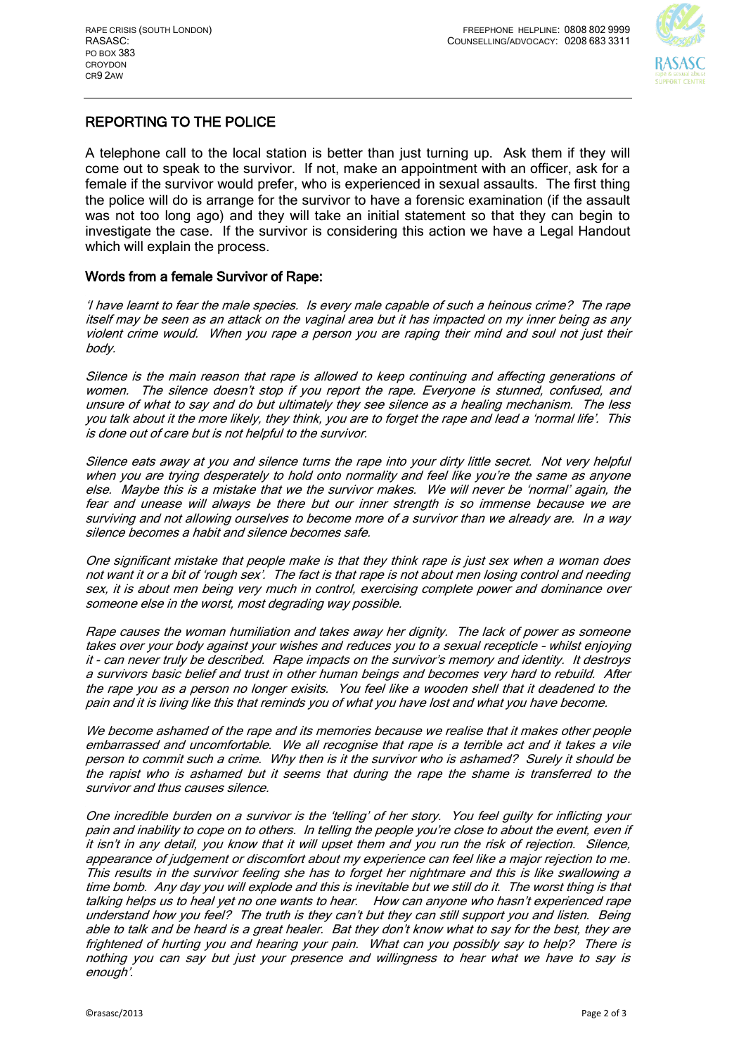RAPE CRISIS (SOUTH LONDON)
RASASC:
PO BOX 383
CROYDON
CR9 2AW

FREEPHONE HELPLINE: 0808 802 9999
COUNSELLING/ADVOCACY: 0208 683 3311

## REPORTING TO THE POLICE

A telephone call to the local station is better than just turning up. Ask them if they will come out to speak to the survivor. If not, make an appointment with an officer, ask for a female if the survivor would prefer, who is experienced in sexual assaults. The first thing the police will do is arrange for the survivor to have a forensic examination (if the assault was not too long ago) and they will take an initial statement so that they can begin to investigate the case. If the survivor is considering this action we have a Legal Handout which will explain the process.

### Words from a female Survivor of Rape:

*'I have learnt to fear the male species. Is every male capable of such a heinous crime? The rape itself may be seen as an attack on the vaginal area but it has impacted on my inner being as any violent crime would. When you rape a person you are raping their mind and soul not just their body.*

*Silence is the main reason that rape is allowed to keep continuing and affecting generations of women. The silence doesn't stop if you report the rape. Everyone is stunned, confused, and unsure of what to say and do but ultimately they see silence as a healing mechanism. The less you talk about it the more likely, they think, you are to forget the rape and lead a 'normal life'. This is done out of care but is not helpful to the survivor.*

*Silence eats away at you and silence turns the rape into your dirty little secret. Not very helpful when you are trying desperately to hold onto normality and feel like you're the same as anyone else. Maybe this is a mistake that we the survivor makes. We will never be 'normal' again, the fear and unease will always be there but our inner strength is so immense because we are surviving and not allowing ourselves to become more of a survivor than we already are. In a way silence becomes a habit and silence becomes safe.*

*One significant mistake that people make is that they think rape is just sex when a woman does not want it or a bit of 'rough sex'. The fact is that rape is not about men losing control and needing sex, it is about men being very much in control, exercising complete power and dominance over someone else in the worst, most degrading way possible.*

*Rape causes the woman humiliation and takes away her dignity. The lack of power as someone takes over your body against your wishes and reduces you to a sexual recepticle – whilst enjoying it - can never truly be described. Rape impacts on the survivor's memory and identity. It destroys a survivors basic belief and trust in other human beings and becomes very hard to rebuild. After the rape you as a person no longer exisits. You feel like a wooden shell that it deadened to the pain and it is living like this that reminds you of what you have lost and what you have become.*

*We become ashamed of the rape and its memories because we realise that it makes other people embarrassed and uncomfortable. We all recognise that rape is a terrible act and it takes a vile person to commit such a crime. Why then is it the survivor who is ashamed? Surely it should be the rapist who is ashamed but it seems that during the rape the shame is transferred to the survivor and thus causes silence.*

*One incredible burden on a survivor is the 'telling' of her story. You feel guilty for inflicting your pain and inability to cope on to others. In telling the people you're close to about the event, even if it isn't in any detail, you know that it will upset them and you run the risk of rejection. Silence, appearance of judgement or discomfort about my experience can feel like a major rejection to me. This results in the survivor feeling she has to forget her nightmare and this is like swallowing a time bomb. Any day you will explode and this is inevitable but we still do it. The worst thing is that talking helps us to heal yet no one wants to hear. How can anyone who hasn't experienced rape understand how you feel? The truth is they can't but they can still support you and listen. Being able to talk and be heard is a great healer. Bat they don't know what to say for the best, they are frightened of hurting you and hearing your pain. What can you possibly say to help? There is nothing you can say but just your presence and willingness to hear what we have to say is enough'.*

©rasasc/2013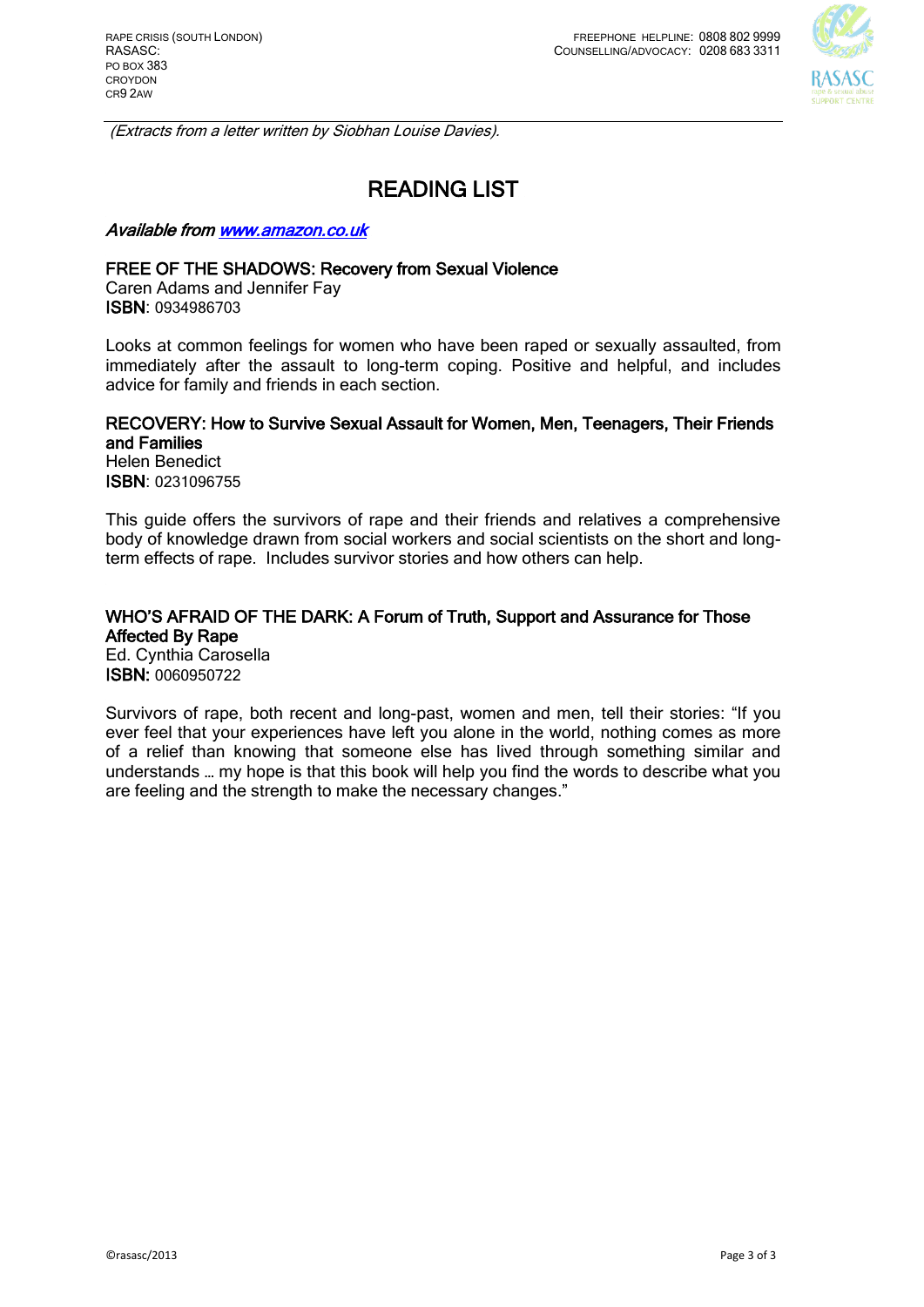(Extracts from a letter written by Siobhan Louise Davies).

# READING LIST

***Available from [www.amazon.co.uk](http://www.amazon.co.uk)***

**FREE OF THE SHADOWS: Recovery from Sexual Violence**
Caren Adams and Jennifer Fay
**ISBN**: 0934986703

Looks at common feelings for women who have been raped or sexually assaulted, from immediately after the assault to long-term coping. Positive and helpful, and includes advice for family and friends in each section.

**RECOVERY: How to Survive Sexual Assault for Women, Men, Teenagers, Their Friends and Families**
Helen Benedict
**ISBN**: 0231096755

This guide offers the survivors of rape and their friends and relatives a comprehensive body of knowledge drawn from social workers and social scientists on the short and long-term effects of rape. Includes survivor stories and how others can help.

**WHO'S AFRAID OF THE DARK: A Forum of Truth, Support and Assurance for Those Affected By Rape**
Ed. Cynthia Carosella
**ISBN:** 0060950722

Survivors of rape, both recent and long-past, women and men, tell their stories: "If you ever feel that your experiences have left you alone in the world, nothing comes as more of a relief than knowing that someone else has lived through something similar and understands … my hope is that this book will help you find the words to describe what you are feeling and the strength to make the necessary changes."

©rasasc/2013